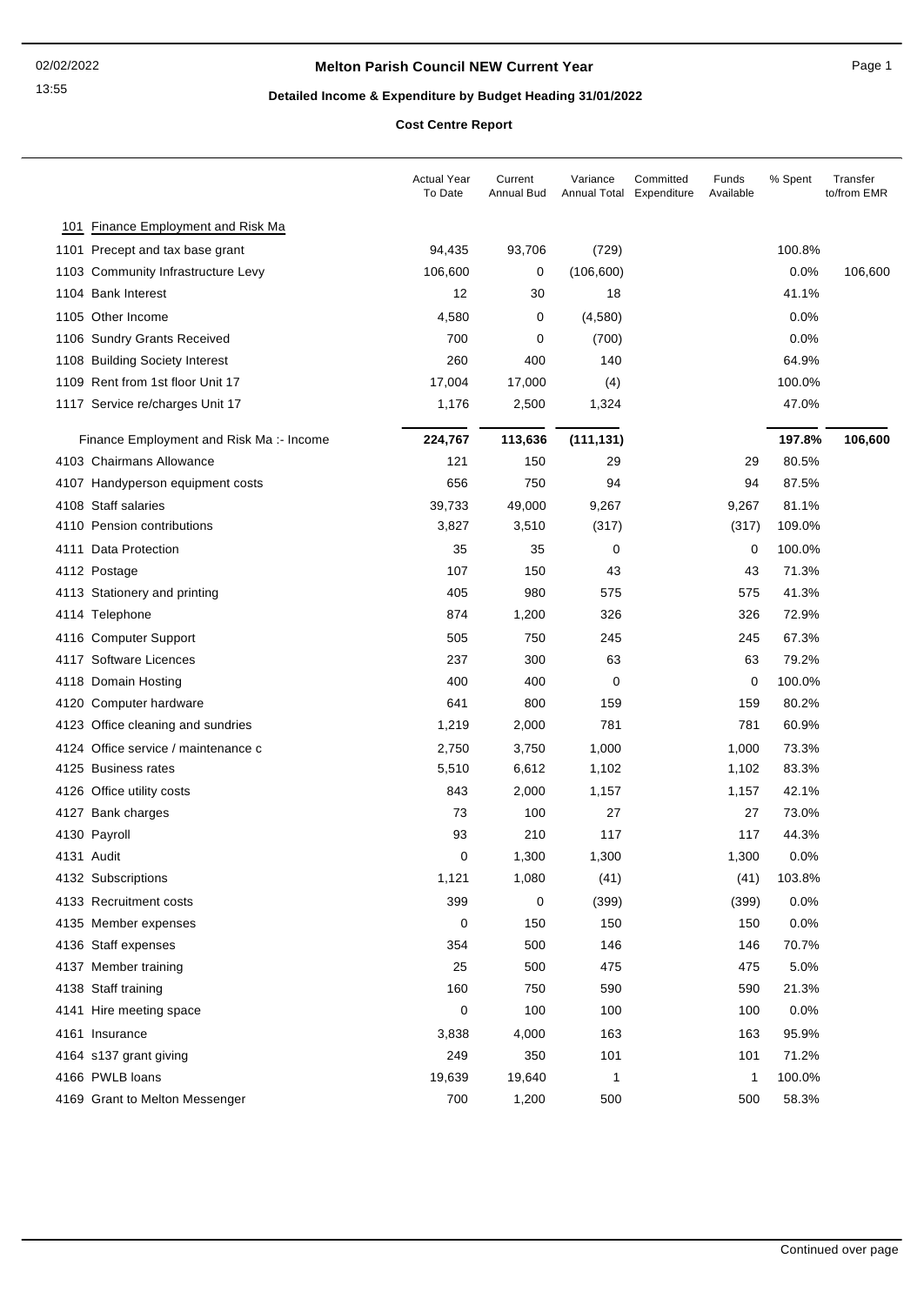# Melton Parish Council NEW Current Year

## Detailed Income & Expenditure by Budget Heading 31/01/2022

### Cost Centre Report

| | Actual Year To Date | Current Annual Bud | Variance Annual Total | Committed Expenditure | Funds Available | % Spent | Transfer to/from EMR |
|---|---|---|---|---|---|---|---|
| **101 Finance Employment and Risk Ma** | | | | | | | |
| 1101 Precept and tax base grant | 94,435 | 93,706 | (729) | | | 100.8% | |
| 1103 Community Infrastructure Levy | 106,600 | 0 | (106,600) | | | 0.0% | 106,600 |
| 1104 Bank Interest | 12 | 30 | 18 | | | 41.1% | |
| 1105 Other Income | 4,580 | 0 | (4,580) | | | 0.0% | |
| 1106 Sundry Grants Received | 700 | 0 | (700) | | | 0.0% | |
| 1108 Building Society Interest | 260 | 400 | 140 | | | 64.9% | |
| 1109 Rent from 1st floor Unit 17 | 17,004 | 17,000 | (4) | | | 100.0% | |
| 1117 Service re/charges Unit 17 | 1,176 | 2,500 | 1,324 | | | 47.0% | |
| Finance Employment and Risk Ma :- Income | **224,767** | **113,636** | **(111,131)** | | | **197.8%** | **106,600** |
| 4103 Chairmans Allowance | 121 | 150 | 29 | | 29 | 80.5% | |
| 4107 Handyperson equipment costs | 656 | 750 | 94 | | 94 | 87.5% | |
| 4108 Staff salaries | 39,733 | 49,000 | 9,267 | | 9,267 | 81.1% | |
| 4110 Pension contributions | 3,827 | 3,510 | (317) | | (317) | 109.0% | |
| 4111 Data Protection | 35 | 35 | 0 | | 0 | 100.0% | |
| 4112 Postage | 107 | 150 | 43 | | 43 | 71.3% | |
| 4113 Stationery and printing | 405 | 980 | 575 | | 575 | 41.3% | |
| 4114 Telephone | 874 | 1,200 | 326 | | 326 | 72.9% | |
| 4116 Computer Support | 505 | 750 | 245 | | 245 | 67.3% | |
| 4117 Software Licences | 237 | 300 | 63 | | 63 | 79.2% | |
| 4118 Domain Hosting | 400 | 400 | 0 | | 0 | 100.0% | |
| 4120 Computer hardware | 641 | 800 | 159 | | 159 | 80.2% | |
| 4123 Office cleaning and sundries | 1,219 | 2,000 | 781 | | 781 | 60.9% | |
| 4124 Office service / maintenance c | 2,750 | 3,750 | 1,000 | | 1,000 | 73.3% | |
| 4125 Business rates | 5,510 | 6,612 | 1,102 | | 1,102 | 83.3% | |
| 4126 Office utility costs | 843 | 2,000 | 1,157 | | 1,157 | 42.1% | |
| 4127 Bank charges | 73 | 100 | 27 | | 27 | 73.0% | |
| 4130 Payroll | 93 | 210 | 117 | | 117 | 44.3% | |
| 4131 Audit | 0 | 1,300 | 1,300 | | 1,300 | 0.0% | |
| 4132 Subscriptions | 1,121 | 1,080 | (41) | | (41) | 103.8% | |
| 4133 Recruitment costs | 399 | 0 | (399) | | (399) | 0.0% | |
| 4135 Member expenses | 0 | 150 | 150 | | 150 | 0.0% | |
| 4136 Staff expenses | 354 | 500 | 146 | | 146 | 70.7% | |
| 4137 Member training | 25 | 500 | 475 | | 475 | 5.0% | |
| 4138 Staff training | 160 | 750 | 590 | | 590 | 21.3% | |
| 4141 Hire meeting space | 0 | 100 | 100 | | 100 | 0.0% | |
| 4161 Insurance | 3,838 | 4,000 | 163 | | 163 | 95.9% | |
| 4164 s137 grant giving | 249 | 350 | 101 | | 101 | 71.2% | |
| 4166 PWLB loans | 19,639 | 19,640 | 1 | | 1 | 100.0% | |
| 4169 Grant to Melton Messenger | 700 | 1,200 | 500 | | 500 | 58.3% | |

Continued over page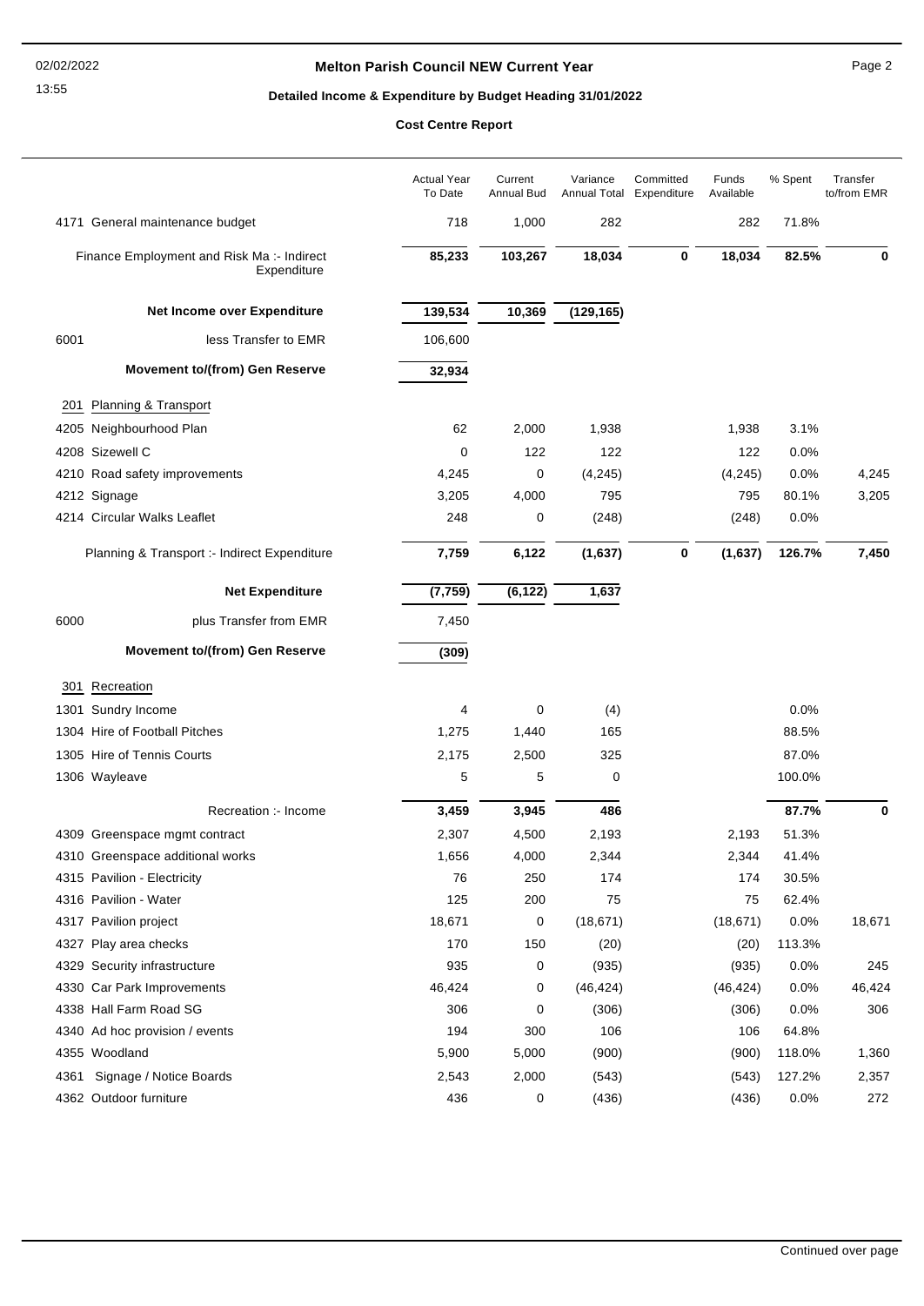**Melton Parish Council NEW Current Year**

**Detailed Income & Expenditure by Budget Heading 31/01/2022**

**Cost Centre Report**

| | Actual Year To Date | Current Annual Bud | Variance Annual Total | Committed Expenditure | Funds Available | % Spent | Transfer to/from EMR |
|---|---|---|---|---|---|---|---|
| 4171 General maintenance budget | 718 | 1,000 | 282 | | 282 | 71.8% | |
| Finance Employment and Risk Ma :- Indirect Expenditure | **85,233** | **103,267** | **18,034** | **0** | **18,034** | **82.5%** | **0** |
| **Net Income over Expenditure** | **139,534** | **10,369** | **(129,165)** | | | | |
| 6001 less Transfer to EMR | 106,600 | | | | | | |
| **Movement to/(from) Gen Reserve** | **32,934** | | | | | | |
| **201 Planning & Transport** | | | | | | | |
| 4205 Neighbourhood Plan | 62 | 2,000 | 1,938 | | 1,938 | 3.1% | |
| 4208 Sizewell C | 0 | 122 | 122 | | 122 | 0.0% | |
| 4210 Road safety improvements | 4,245 | 0 | (4,245) | | (4,245) | 0.0% | 4,245 |
| 4212 Signage | 3,205 | 4,000 | 795 | | 795 | 80.1% | 3,205 |
| 4214 Circular Walks Leaflet | 248 | 0 | (248) | | (248) | 0.0% | |
| Planning & Transport :- Indirect Expenditure | **7,759** | **6,122** | **(1,637)** | **0** | **(1,637)** | **126.7%** | **7,450** |
| **Net Expenditure** | **(7,759)** | **(6,122)** | **1,637** | | | | |
| 6000 plus Transfer from EMR | 7,450 | | | | | | |
| **Movement to/(from) Gen Reserve** | **(309)** | | | | | | |
| **301 Recreation** | | | | | | | |
| 1301 Sundry Income | 4 | 0 | (4) | | | 0.0% | |
| 1304 Hire of Football Pitches | 1,275 | 1,440 | 165 | | | 88.5% | |
| 1305 Hire of Tennis Courts | 2,175 | 2,500 | 325 | | | 87.0% | |
| 1306 Wayleave | 5 | 5 | 0 | | | 100.0% | |
| Recreation :- Income | **3,459** | **3,945** | **486** | | | **87.7%** | **0** |
| 4309 Greenspace mgmt contract | 2,307 | 4,500 | 2,193 | | 2,193 | 51.3% | |
| 4310 Greenspace additional works | 1,656 | 4,000 | 2,344 | | 2,344 | 41.4% | |
| 4315 Pavilion - Electricity | 76 | 250 | 174 | | 174 | 30.5% | |
| 4316 Pavilion - Water | 125 | 200 | 75 | | 75 | 62.4% | |
| 4317 Pavilion project | 18,671 | 0 | (18,671) | | (18,671) | 0.0% | 18,671 |
| 4327 Play area checks | 170 | 150 | (20) | | (20) | 113.3% | |
| 4329 Security infrastructure | 935 | 0 | (935) | | (935) | 0.0% | 245 |
| 4330 Car Park Improvements | 46,424 | 0 | (46,424) | | (46,424) | 0.0% | 46,424 |
| 4338 Hall Farm Road SG | 306 | 0 | (306) | | (306) | 0.0% | 306 |
| 4340 Ad hoc provision / events | 194 | 300 | 106 | | 106 | 64.8% | |
| 4355 Woodland | 5,900 | 5,000 | (900) | | (900) | 118.0% | 1,360 |
| 4361 Signage / Notice Boards | 2,543 | 2,000 | (543) | | (543) | 127.2% | 2,357 |
| 4362 Outdoor furniture | 436 | 0 | (436) | | (436) | 0.0% | 272 |

Continued over page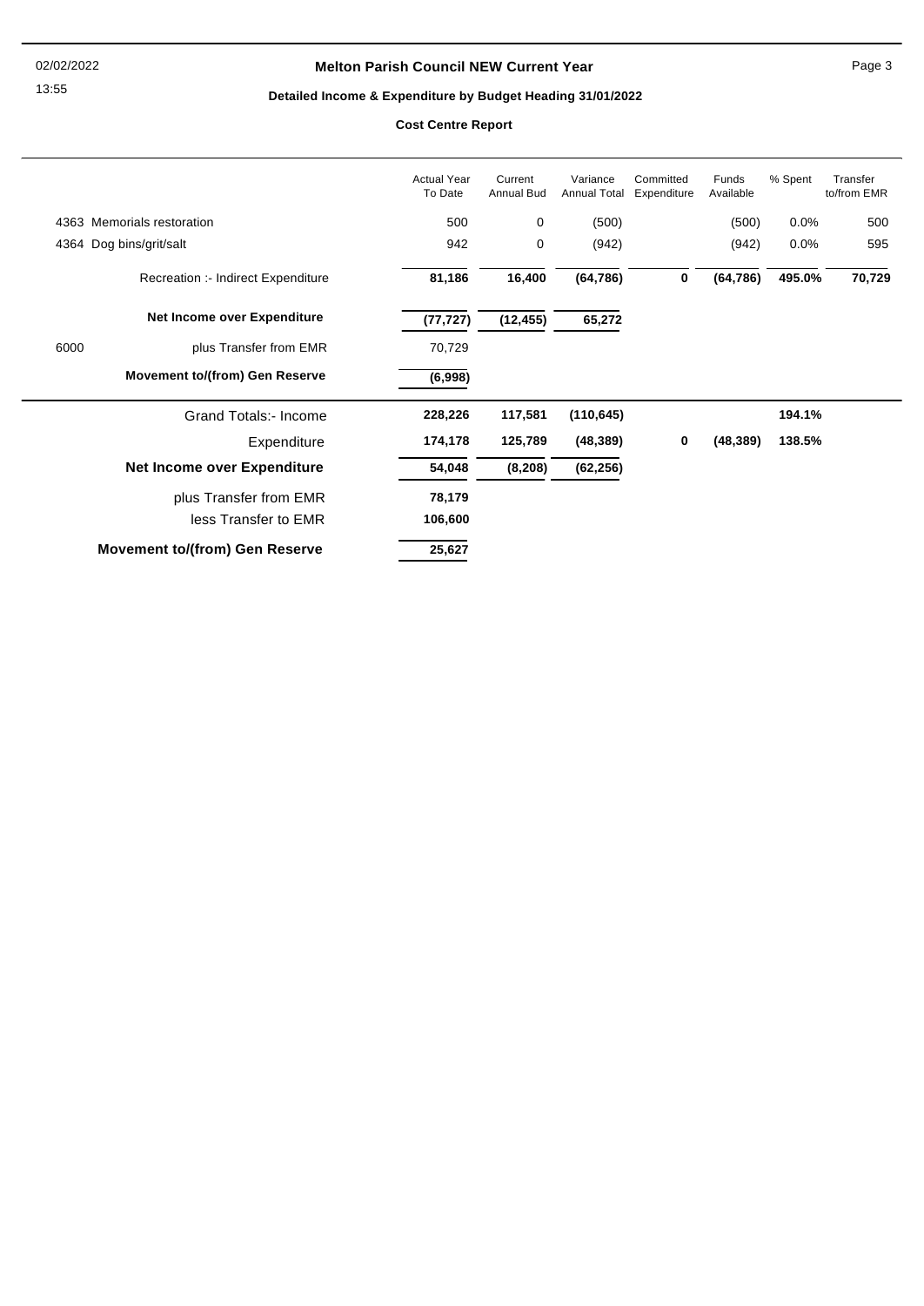# Melton Parish Council NEW Current Year

## Detailed Income & Expenditure by Budget Heading 31/01/2022

### Cost Centre Report

| | Actual Year To Date | Current Annual Bud | Variance Annual Total | Committed Expenditure | Funds Available | % Spent | Transfer to/from EMR |
|---|---|---|---|---|---|---|---|
| 4363 Memorials restoration | 500 | 0 | (500) | | (500) | 0.0% | 500 |
| 4364 Dog bins/grit/salt | 942 | 0 | (942) | | (942) | 0.0% | 595 |
| **Recreation :- Indirect Expenditure** | **81,186** | **16,400** | **(64,786)** | **0** | **(64,786)** | **495.0%** | **70,729** |
| **Net Income over Expenditure** | **(77,727)** | **(12,455)** | **65,272** | | | | |
| 6000 plus Transfer from EMR | 70,729 | | | | | | |
| **Movement to/(from) Gen Reserve** | **(6,998)** | | | | | | |
| Grand Totals:- Income | **228,226** | **117,581** | **(110,645)** | | | **194.1%** | |
| Expenditure | **174,178** | **125,789** | **(48,389)** | **0** | **(48,389)** | **138.5%** | |
| **Net Income over Expenditure** | **54,048** | **(8,208)** | **(62,256)** | | | | |
| plus Transfer from EMR | **78,179** | | | | | | |
| less Transfer to EMR | **106,600** | | | | | | |
| **Movement to/(from) Gen Reserve** | **25,627** | | | | | | |